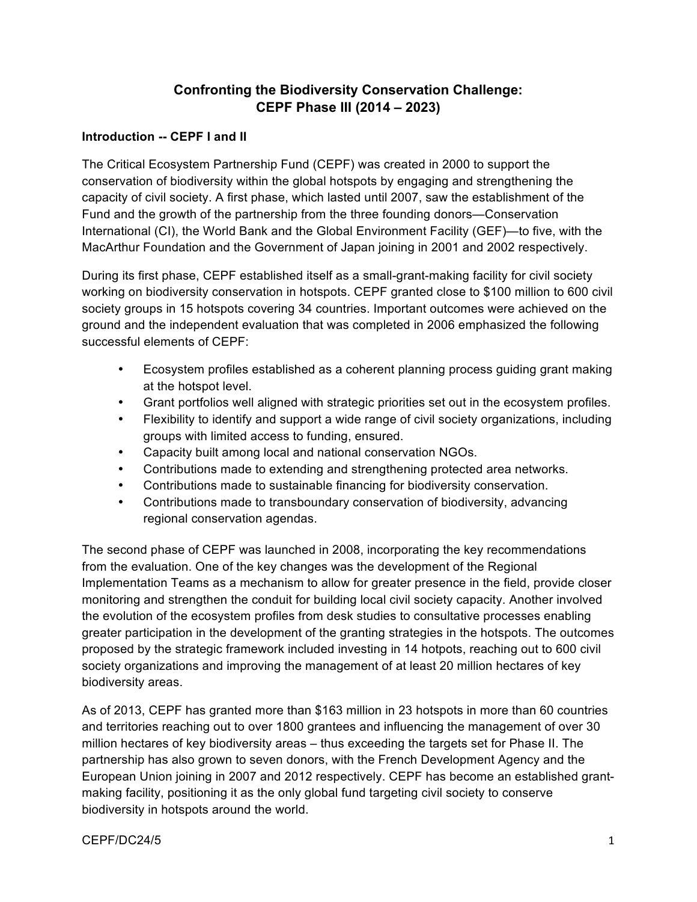# Confronting the Biodiversity Conservation Challenge: CEPF Phase III (2014 – 2023)

## Introduction -- CEPF I and II

The Critical Ecosystem Partnership Fund (CEPF) was created in 2000 to support the conservation of biodiversity within the global hotspots by engaging and strengthening the capacity of civil society. A first phase, which lasted until 2007, saw the establishment of the Fund and the growth of the partnership from the three founding donors—Conservation International (CI), the World Bank and the Global Environment Facility (GEF)—to five, with the MacArthur Foundation and the Government of Japan joining in 2001 and 2002 respectively.

During its first phase, CEPF established itself as a small-grant-making facility for civil society working on biodiversity conservation in hotspots. CEPF granted close to $100 million to 600 civil society groups in 15 hotspots covering 34 countries. Important outcomes were achieved on the ground and the independent evaluation that was completed in 2006 emphasized the following successful elements of CEPF:

- Ecosystem profiles established as a coherent planning process guiding grant making at the hotspot level.
- Grant portfolios well aligned with strategic priorities set out in the ecosystem profiles.
- Flexibility to identify and support a wide range of civil society organizations, including groups with limited access to funding, ensured.
- Capacity built among local and national conservation NGOs.
- Contributions made to extending and strengthening protected area networks.
- Contributions made to sustainable financing for biodiversity conservation.
- Contributions made to transboundary conservation of biodiversity, advancing regional conservation agendas.

The second phase of CEPF was launched in 2008, incorporating the key recommendations from the evaluation. One of the key changes was the development of the Regional Implementation Teams as a mechanism to allow for greater presence in the field, provide closer monitoring and strengthen the conduit for building local civil society capacity. Another involved the evolution of the ecosystem profiles from desk studies to consultative processes enabling greater participation in the development of the granting strategies in the hotspots. The outcomes proposed by the strategic framework included investing in 14 hotpots, reaching out to 600 civil society organizations and improving the management of at least 20 million hectares of key biodiversity areas.

As of 2013, CEPF has granted more than $163 million in 23 hotspots in more than 60 countries and territories reaching out to over 1800 grantees and influencing the management of over 30 million hectares of key biodiversity areas – thus exceeding the targets set for Phase II. The partnership has also grown to seven donors, with the French Development Agency and the European Union joining in 2007 and 2012 respectively. CEPF has become an established grant-making facility, positioning it as the only global fund targeting civil society to conserve biodiversity in hotspots around the world.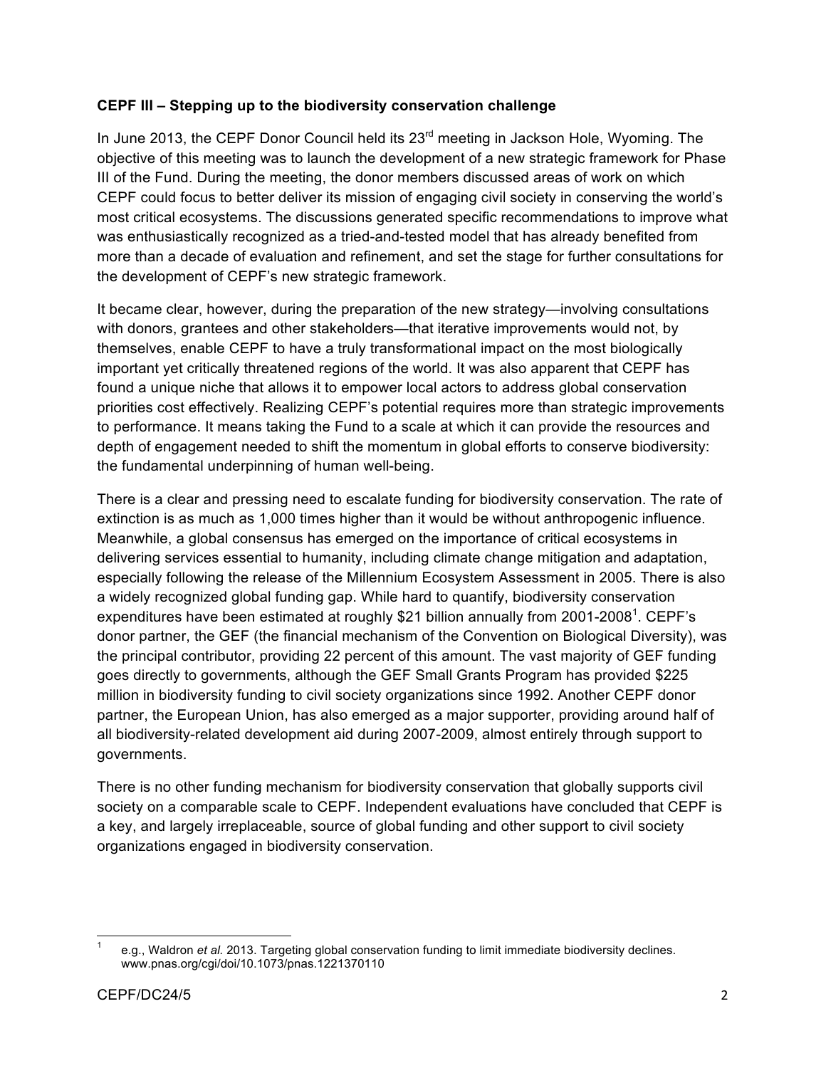**CEPF III – Stepping up to the biodiversity conservation challenge**

In June 2013, the CEPF Donor Council held its 23rd meeting in Jackson Hole, Wyoming. The objective of this meeting was to launch the development of a new strategic framework for Phase III of the Fund. During the meeting, the donor members discussed areas of work on which CEPF could focus to better deliver its mission of engaging civil society in conserving the world's most critical ecosystems. The discussions generated specific recommendations to improve what was enthusiastically recognized as a tried-and-tested model that has already benefited from more than a decade of evaluation and refinement, and set the stage for further consultations for the development of CEPF's new strategic framework.

It became clear, however, during the preparation of the new strategy—involving consultations with donors, grantees and other stakeholders—that iterative improvements would not, by themselves, enable CEPF to have a truly transformational impact on the most biologically important yet critically threatened regions of the world. It was also apparent that CEPF has found a unique niche that allows it to empower local actors to address global conservation priorities cost effectively. Realizing CEPF's potential requires more than strategic improvements to performance. It means taking the Fund to a scale at which it can provide the resources and depth of engagement needed to shift the momentum in global efforts to conserve biodiversity: the fundamental underpinning of human well-being.

There is a clear and pressing need to escalate funding for biodiversity conservation. The rate of extinction is as much as 1,000 times higher than it would be without anthropogenic influence. Meanwhile, a global consensus has emerged on the importance of critical ecosystems in delivering services essential to humanity, including climate change mitigation and adaptation, especially following the release of the Millennium Ecosystem Assessment in 2005. There is also a widely recognized global funding gap. While hard to quantify, biodiversity conservation expenditures have been estimated at roughly $21 billion annually from 2001-2008[1]. CEPF's donor partner, the GEF (the financial mechanism of the Convention on Biological Diversity), was the principal contributor, providing 22 percent of this amount. The vast majority of GEF funding goes directly to governments, although the GEF Small Grants Program has provided $225 million in biodiversity funding to civil society organizations since 1992. Another CEPF donor partner, the European Union, has also emerged as a major supporter, providing around half of all biodiversity-related development aid during 2007-2009, almost entirely through support to governments.

There is no other funding mechanism for biodiversity conservation that globally supports civil society on a comparable scale to CEPF. Independent evaluations have concluded that CEPF is a key, and largely irreplaceable, source of global funding and other support to civil society organizations engaged in biodiversity conservation.

---

[1] e.g., Waldron *et al.* 2013. Targeting global conservation funding to limit immediate biodiversity declines. www.pnas.org/cgi/doi/10.1073/pnas.1221370110

CEPF/DC24/5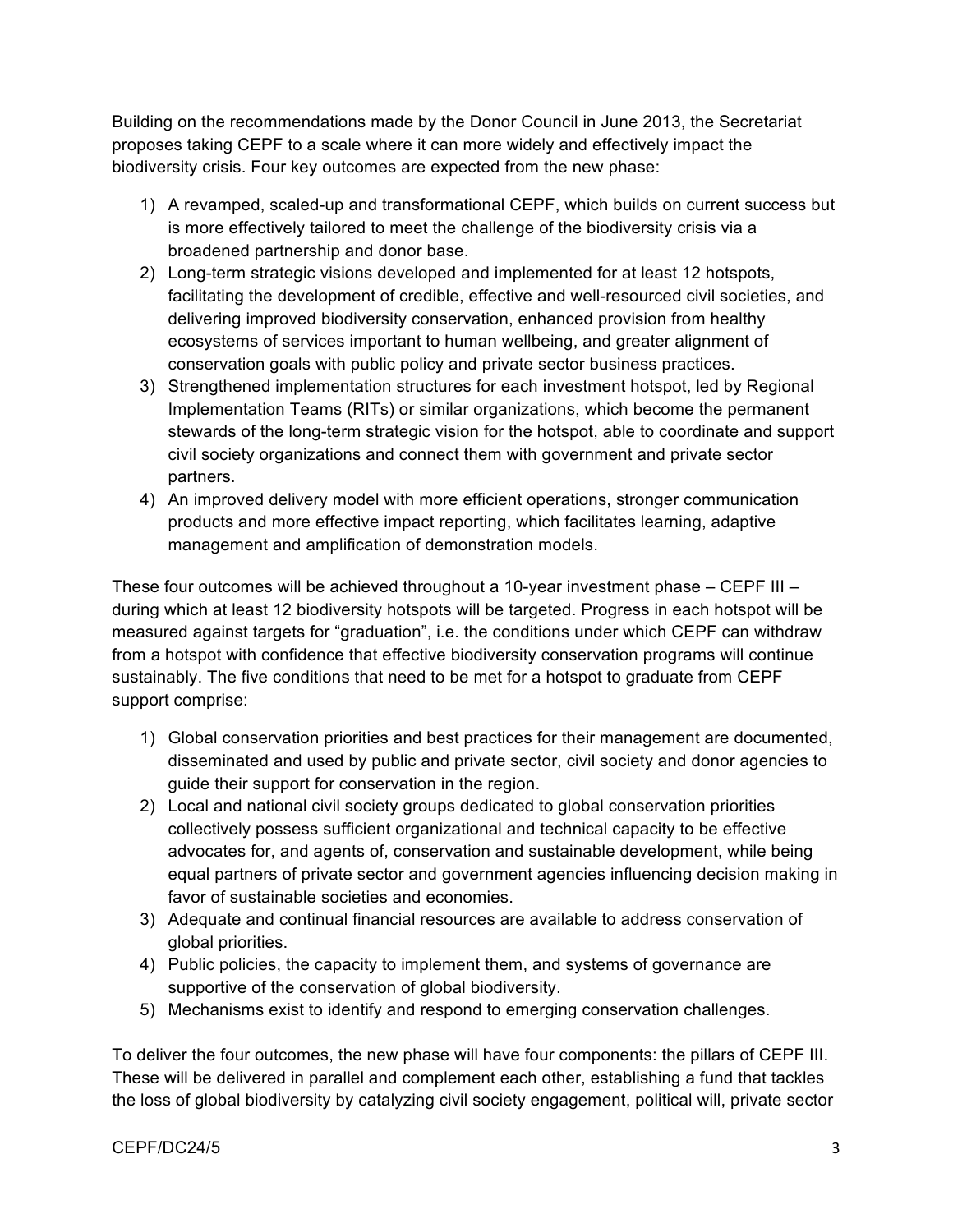Building on the recommendations made by the Donor Council in June 2013, the Secretariat proposes taking CEPF to a scale where it can more widely and effectively impact the biodiversity crisis. Four key outcomes are expected from the new phase:

1) A revamped, scaled-up and transformational CEPF, which builds on current success but is more effectively tailored to meet the challenge of the biodiversity crisis via a broadened partnership and donor base.
2) Long-term strategic visions developed and implemented for at least 12 hotspots, facilitating the development of credible, effective and well-resourced civil societies, and delivering improved biodiversity conservation, enhanced provision from healthy ecosystems of services important to human wellbeing, and greater alignment of conservation goals with public policy and private sector business practices.
3) Strengthened implementation structures for each investment hotspot, led by Regional Implementation Teams (RITs) or similar organizations, which become the permanent stewards of the long-term strategic vision for the hotspot, able to coordinate and support civil society organizations and connect them with government and private sector partners.
4) An improved delivery model with more efficient operations, stronger communication products and more effective impact reporting, which facilitates learning, adaptive management and amplification of demonstration models.

These four outcomes will be achieved throughout a 10-year investment phase – CEPF III – during which at least 12 biodiversity hotspots will be targeted. Progress in each hotspot will be measured against targets for “graduation”, i.e. the conditions under which CEPF can withdraw from a hotspot with confidence that effective biodiversity conservation programs will continue sustainably. The five conditions that need to be met for a hotspot to graduate from CEPF support comprise:

1) Global conservation priorities and best practices for their management are documented, disseminated and used by public and private sector, civil society and donor agencies to guide their support for conservation in the region.
2) Local and national civil society groups dedicated to global conservation priorities collectively possess sufficient organizational and technical capacity to be effective advocates for, and agents of, conservation and sustainable development, while being equal partners of private sector and government agencies influencing decision making in favor of sustainable societies and economies.
3) Adequate and continual financial resources are available to address conservation of global priorities.
4) Public policies, the capacity to implement them, and systems of governance are supportive of the conservation of global biodiversity.
5) Mechanisms exist to identify and respond to emerging conservation challenges.

To deliver the four outcomes, the new phase will have four components: the pillars of CEPF III. These will be delivered in parallel and complement each other, establishing a fund that tackles the loss of global biodiversity by catalyzing civil society engagement, political will, private sector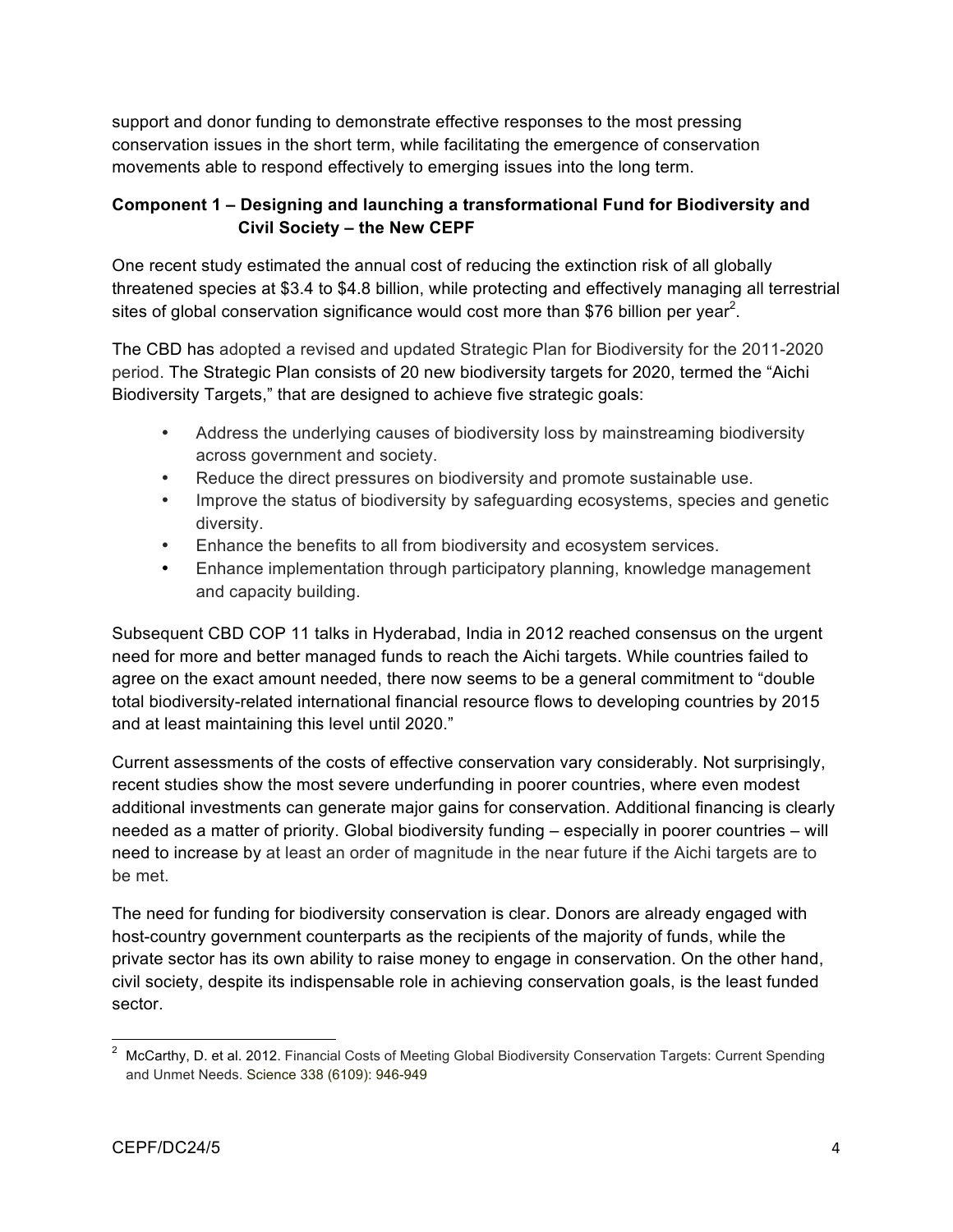support and donor funding to demonstrate effective responses to the most pressing conservation issues in the short term, while facilitating the emergence of conservation movements able to respond effectively to emerging issues into the long term.

**Component 1 – Designing and launching a transformational Fund for Biodiversity and Civil Society – the New CEPF**

One recent study estimated the annual cost of reducing the extinction risk of all globally threatened species at $3.4 to $4.8 billion, while protecting and effectively managing all terrestrial sites of global conservation significance would cost more than $76 billion per year[2].

The CBD has adopted a revised and updated Strategic Plan for Biodiversity for the 2011-2020 period. The Strategic Plan consists of 20 new biodiversity targets for 2020, termed the "Aichi Biodiversity Targets," that are designed to achieve five strategic goals:

- Address the underlying causes of biodiversity loss by mainstreaming biodiversity across government and society.
- Reduce the direct pressures on biodiversity and promote sustainable use.
- Improve the status of biodiversity by safeguarding ecosystems, species and genetic diversity.
- Enhance the benefits to all from biodiversity and ecosystem services.
- Enhance implementation through participatory planning, knowledge management and capacity building.

Subsequent CBD COP 11 talks in Hyderabad, India in 2012 reached consensus on the urgent need for more and better managed funds to reach the Aichi targets. While countries failed to agree on the exact amount needed, there now seems to be a general commitment to "double total biodiversity-related international financial resource flows to developing countries by 2015 and at least maintaining this level until 2020."

Current assessments of the costs of effective conservation vary considerably. Not surprisingly, recent studies show the most severe underfunding in poorer countries, where even modest additional investments can generate major gains for conservation. Additional financing is clearly needed as a matter of priority. Global biodiversity funding – especially in poorer countries – will need to increase by at least an order of magnitude in the near future if the Aichi targets are to be met.

The need for funding for biodiversity conservation is clear. Donors are already engaged with host-country government counterparts as the recipients of the majority of funds, while the private sector has its own ability to raise money to engage in conservation. On the other hand, civil society, despite its indispensable role in achieving conservation goals, is the least funded sector.

---

[2] McCarthy, D. et al. 2012. Financial Costs of Meeting Global Biodiversity Conservation Targets: Current Spending and Unmet Needs. Science 338 (6109): 946-949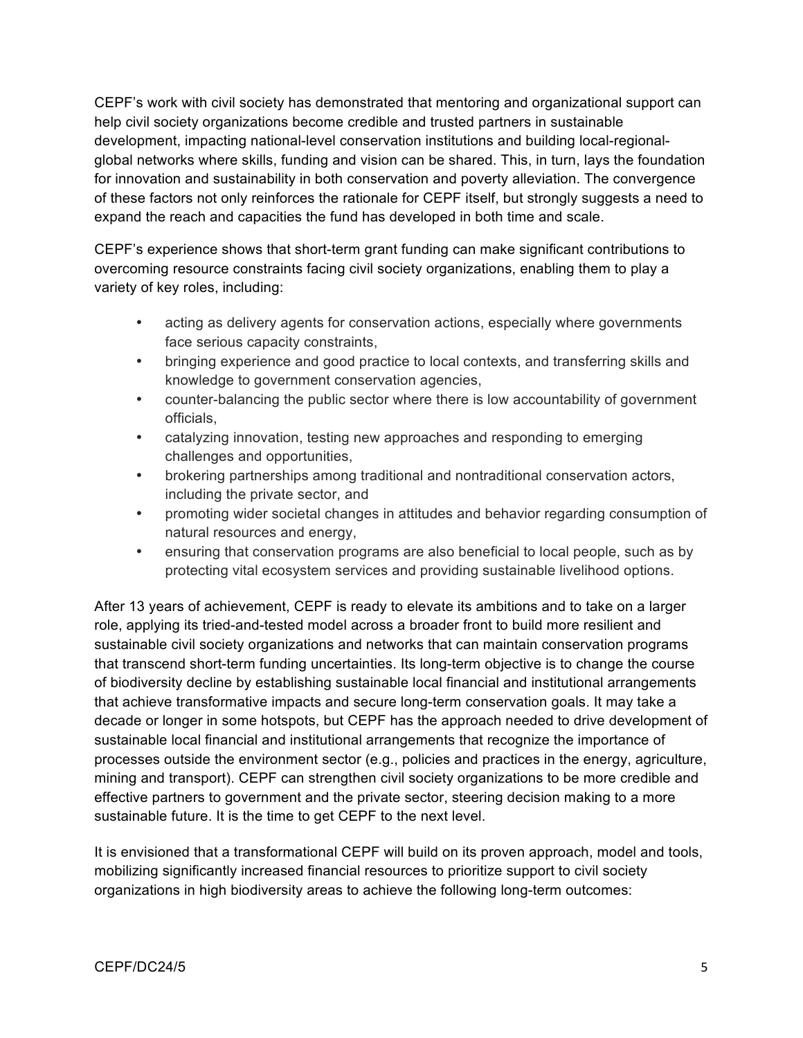CEPF's work with civil society has demonstrated that mentoring and organizational support can help civil society organizations become credible and trusted partners in sustainable development, impacting national-level conservation institutions and building local-regional-global networks where skills, funding and vision can be shared. This, in turn, lays the foundation for innovation and sustainability in both conservation and poverty alleviation. The convergence of these factors not only reinforces the rationale for CEPF itself, but strongly suggests a need to expand the reach and capacities the fund has developed in both time and scale.

CEPF's experience shows that short-term grant funding can make significant contributions to overcoming resource constraints facing civil society organizations, enabling them to play a variety of key roles, including:

- acting as delivery agents for conservation actions, especially where governments face serious capacity constraints,
- bringing experience and good practice to local contexts, and transferring skills and knowledge to government conservation agencies,
- counter-balancing the public sector where there is low accountability of government officials,
- catalyzing innovation, testing new approaches and responding to emerging challenges and opportunities,
- brokering partnerships among traditional and nontraditional conservation actors, including the private sector, and
- promoting wider societal changes in attitudes and behavior regarding consumption of natural resources and energy,
- ensuring that conservation programs are also beneficial to local people, such as by protecting vital ecosystem services and providing sustainable livelihood options.

After 13 years of achievement, CEPF is ready to elevate its ambitions and to take on a larger role, applying its tried-and-tested model across a broader front to build more resilient and sustainable civil society organizations and networks that can maintain conservation programs that transcend short-term funding uncertainties. Its long-term objective is to change the course of biodiversity decline by establishing sustainable local financial and institutional arrangements that achieve transformative impacts and secure long-term conservation goals. It may take a decade or longer in some hotspots, but CEPF has the approach needed to drive development of sustainable local financial and institutional arrangements that recognize the importance of processes outside the environment sector (e.g., policies and practices in the energy, agriculture, mining and transport). CEPF can strengthen civil society organizations to be more credible and effective partners to government and the private sector, steering decision making to a more sustainable future. It is the time to get CEPF to the next level.

It is envisioned that a transformational CEPF will build on its proven approach, model and tools, mobilizing significantly increased financial resources to prioritize support to civil society organizations in high biodiversity areas to achieve the following long-term outcomes: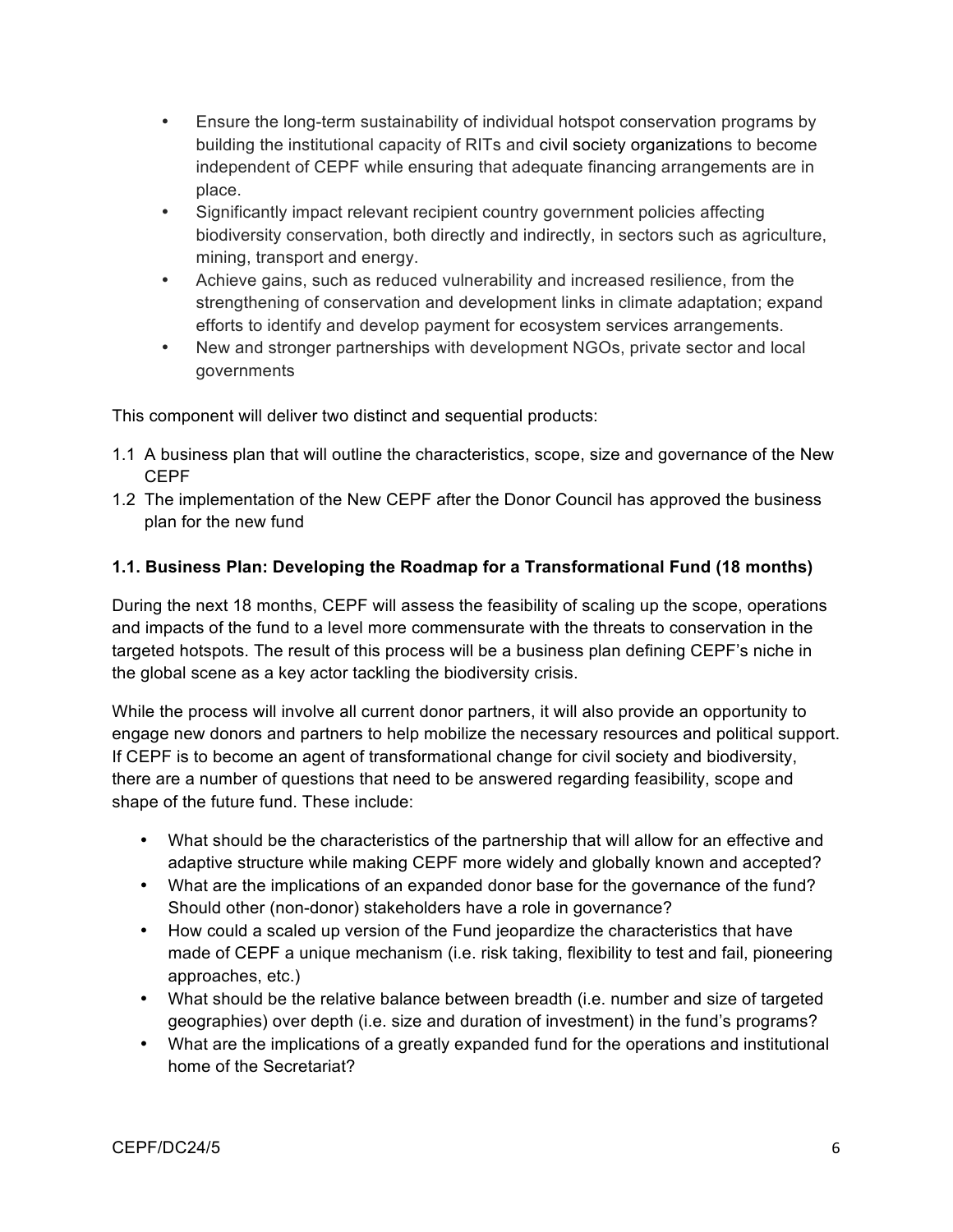- Ensure the long-term sustainability of individual hotspot conservation programs by building the institutional capacity of RITs and civil society organizations to become independent of CEPF while ensuring that adequate financing arrangements are in place.
- Significantly impact relevant recipient country government policies affecting biodiversity conservation, both directly and indirectly, in sectors such as agriculture, mining, transport and energy.
- Achieve gains, such as reduced vulnerability and increased resilience, from the strengthening of conservation and development links in climate adaptation; expand efforts to identify and develop payment for ecosystem services arrangements.
- New and stronger partnerships with development NGOs, private sector and local governments

This component will deliver two distinct and sequential products:

1.1 A business plan that will outline the characteristics, scope, size and governance of the New CEPF
1.2 The implementation of the New CEPF after the Donor Council has approved the business plan for the new fund

**1.1. Business Plan: Developing the Roadmap for a Transformational Fund (18 months)**

During the next 18 months, CEPF will assess the feasibility of scaling up the scope, operations and impacts of the fund to a level more commensurate with the threats to conservation in the targeted hotspots. The result of this process will be a business plan defining CEPF's niche in the global scene as a key actor tackling the biodiversity crisis.

While the process will involve all current donor partners, it will also provide an opportunity to engage new donors and partners to help mobilize the necessary resources and political support. If CEPF is to become an agent of transformational change for civil society and biodiversity, there are a number of questions that need to be answered regarding feasibility, scope and shape of the future fund. These include:

- What should be the characteristics of the partnership that will allow for an effective and adaptive structure while making CEPF more widely and globally known and accepted?
- What are the implications of an expanded donor base for the governance of the fund? Should other (non-donor) stakeholders have a role in governance?
- How could a scaled up version of the Fund jeopardize the characteristics that have made of CEPF a unique mechanism (i.e. risk taking, flexibility to test and fail, pioneering approaches, etc.)
- What should be the relative balance between breadth (i.e. number and size of targeted geographies) over depth (i.e. size and duration of investment) in the fund's programs?
- What are the implications of a greatly expanded fund for the operations and institutional home of the Secretariat?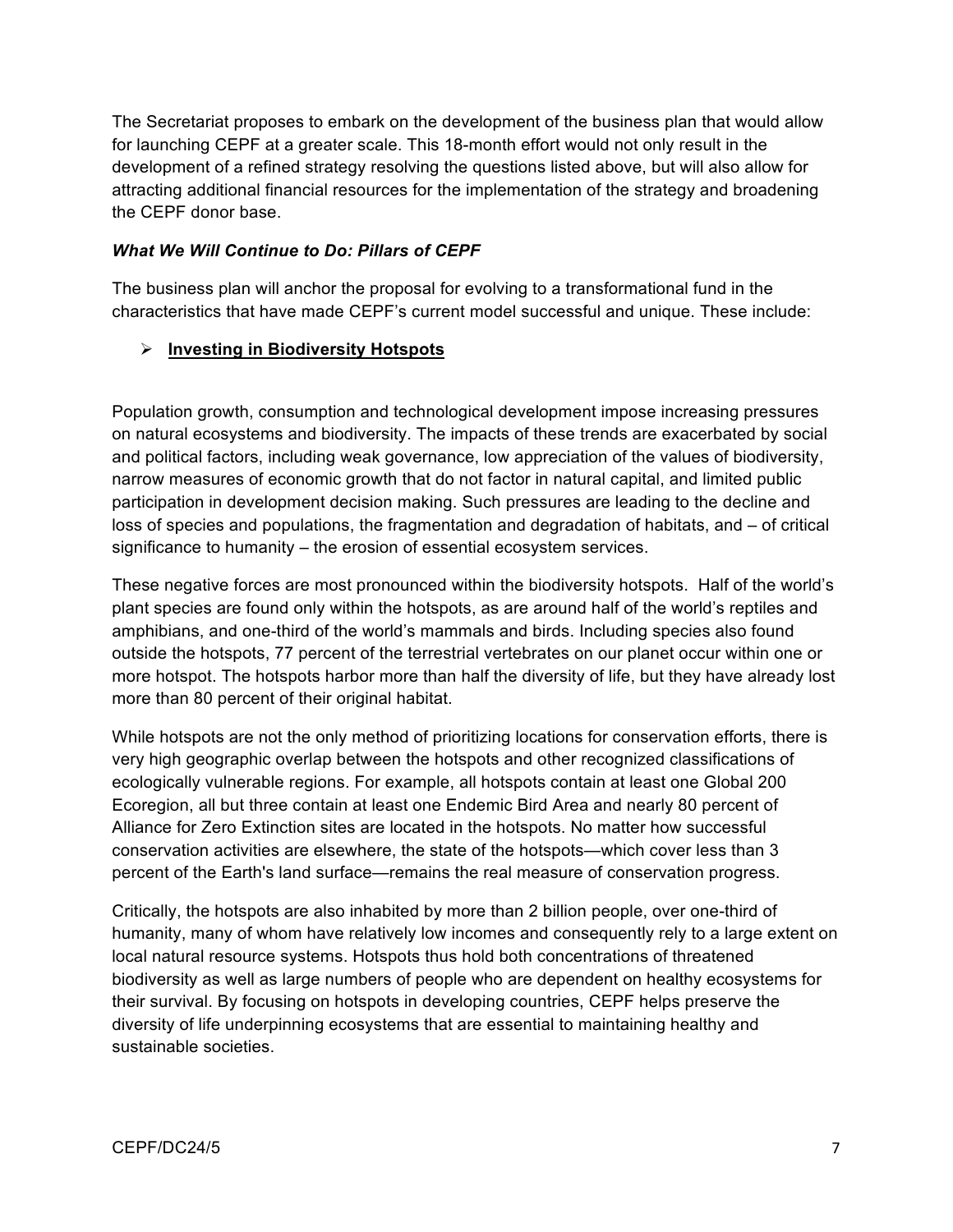The Secretariat proposes to embark on the development of the business plan that would allow for launching CEPF at a greater scale. This 18-month effort would not only result in the development of a refined strategy resolving the questions listed above, but will also allow for attracting additional financial resources for the implementation of the strategy and broadening the CEPF donor base.

### *What We Will Continue to Do: Pillars of CEPF*

The business plan will anchor the proposal for evolving to a transformational fund in the characteristics that have made CEPF's current model successful and unique. These include:

- **Investing in Biodiversity Hotspots**

Population growth, consumption and technological development impose increasing pressures on natural ecosystems and biodiversity. The impacts of these trends are exacerbated by social and political factors, including weak governance, low appreciation of the values of biodiversity, narrow measures of economic growth that do not factor in natural capital, and limited public participation in development decision making. Such pressures are leading to the decline and loss of species and populations, the fragmentation and degradation of habitats, and – of critical significance to humanity – the erosion of essential ecosystem services.

These negative forces are most pronounced within the biodiversity hotspots. Half of the world's plant species are found only within the hotspots, as are around half of the world's reptiles and amphibians, and one-third of the world's mammals and birds. Including species also found outside the hotspots, 77 percent of the terrestrial vertebrates on our planet occur within one or more hotspot. The hotspots harbor more than half the diversity of life, but they have already lost more than 80 percent of their original habitat.

While hotspots are not the only method of prioritizing locations for conservation efforts, there is very high geographic overlap between the hotspots and other recognized classifications of ecologically vulnerable regions. For example, all hotspots contain at least one Global 200 Ecoregion, all but three contain at least one Endemic Bird Area and nearly 80 percent of Alliance for Zero Extinction sites are located in the hotspots. No matter how successful conservation activities are elsewhere, the state of the hotspots—which cover less than 3 percent of the Earth's land surface—remains the real measure of conservation progress.

Critically, the hotspots are also inhabited by more than 2 billion people, over one-third of humanity, many of whom have relatively low incomes and consequently rely to a large extent on local natural resource systems. Hotspots thus hold both concentrations of threatened biodiversity as well as large numbers of people who are dependent on healthy ecosystems for their survival. By focusing on hotspots in developing countries, CEPF helps preserve the diversity of life underpinning ecosystems that are essential to maintaining healthy and sustainable societies.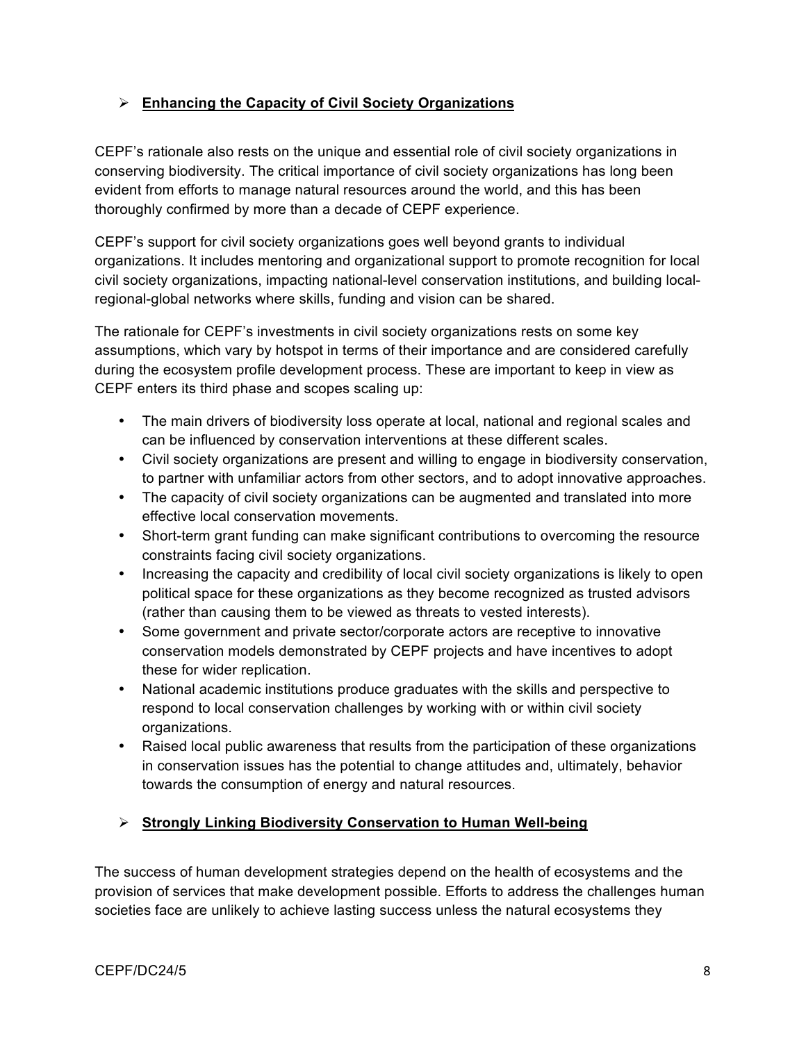## **Enhancing the Capacity of Civil Society Organizations**

CEPF's rationale also rests on the unique and essential role of civil society organizations in conserving biodiversity. The critical importance of civil society organizations has long been evident from efforts to manage natural resources around the world, and this has been thoroughly confirmed by more than a decade of CEPF experience.

CEPF's support for civil society organizations goes well beyond grants to individual organizations. It includes mentoring and organizational support to promote recognition for local civil society organizations, impacting national-level conservation institutions, and building local-regional-global networks where skills, funding and vision can be shared.

The rationale for CEPF's investments in civil society organizations rests on some key assumptions, which vary by hotspot in terms of their importance and are considered carefully during the ecosystem profile development process. These are important to keep in view as CEPF enters its third phase and scopes scaling up:

- The main drivers of biodiversity loss operate at local, national and regional scales and can be influenced by conservation interventions at these different scales.
- Civil society organizations are present and willing to engage in biodiversity conservation, to partner with unfamiliar actors from other sectors, and to adopt innovative approaches.
- The capacity of civil society organizations can be augmented and translated into more effective local conservation movements.
- Short-term grant funding can make significant contributions to overcoming the resource constraints facing civil society organizations.
- Increasing the capacity and credibility of local civil society organizations is likely to open political space for these organizations as they become recognized as trusted advisors (rather than causing them to be viewed as threats to vested interests).
- Some government and private sector/corporate actors are receptive to innovative conservation models demonstrated by CEPF projects and have incentives to adopt these for wider replication.
- National academic institutions produce graduates with the skills and perspective to respond to local conservation challenges by working with or within civil society organizations.
- Raised local public awareness that results from the participation of these organizations in conservation issues has the potential to change attitudes and, ultimately, behavior towards the consumption of energy and natural resources.

## **Strongly Linking Biodiversity Conservation to Human Well-being**

The success of human development strategies depend on the health of ecosystems and the provision of services that make development possible. Efforts to address the challenges human societies face are unlikely to achieve lasting success unless the natural ecosystems they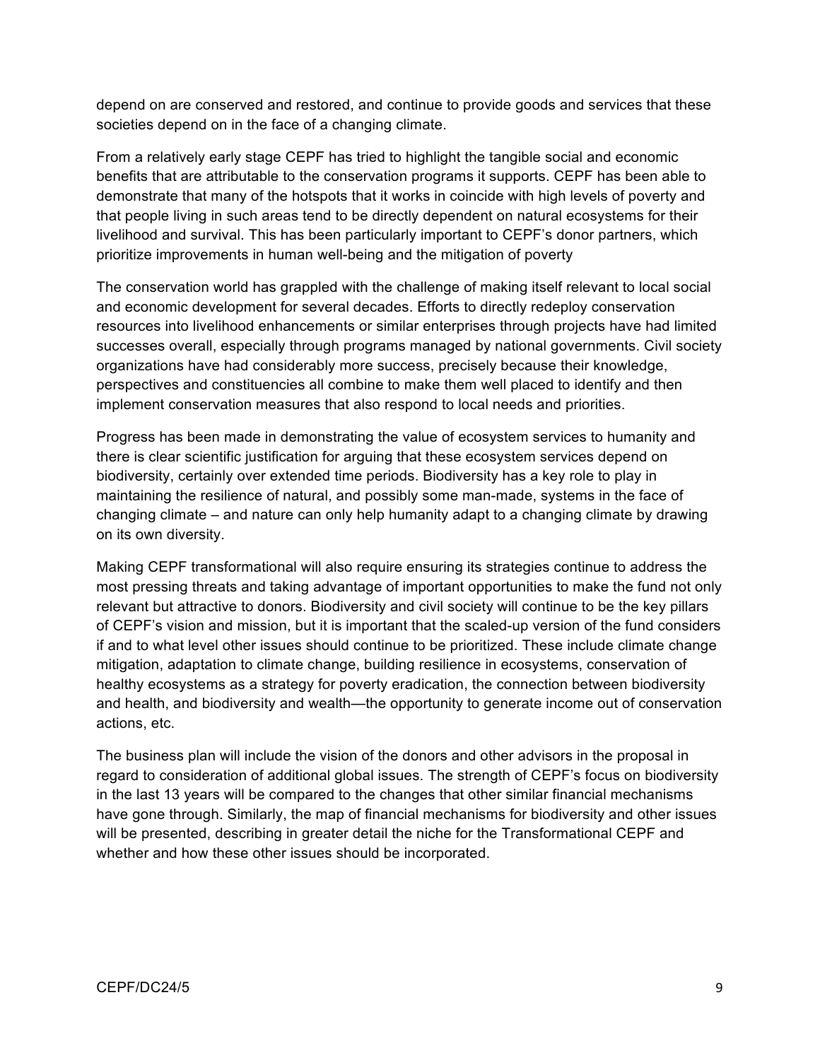depend on are conserved and restored, and continue to provide goods and services that these societies depend on in the face of a changing climate.

From a relatively early stage CEPF has tried to highlight the tangible social and economic benefits that are attributable to the conservation programs it supports. CEPF has been able to demonstrate that many of the hotspots that it works in coincide with high levels of poverty and that people living in such areas tend to be directly dependent on natural ecosystems for their livelihood and survival. This has been particularly important to CEPF's donor partners, which prioritize improvements in human well-being and the mitigation of poverty

The conservation world has grappled with the challenge of making itself relevant to local social and economic development for several decades. Efforts to directly redeploy conservation resources into livelihood enhancements or similar enterprises through projects have had limited successes overall, especially through programs managed by national governments. Civil society organizations have had considerably more success, precisely because their knowledge, perspectives and constituencies all combine to make them well placed to identify and then implement conservation measures that also respond to local needs and priorities.

Progress has been made in demonstrating the value of ecosystem services to humanity and there is clear scientific justification for arguing that these ecosystem services depend on biodiversity, certainly over extended time periods. Biodiversity has a key role to play in maintaining the resilience of natural, and possibly some man-made, systems in the face of changing climate – and nature can only help humanity adapt to a changing climate by drawing on its own diversity.

Making CEPF transformational will also require ensuring its strategies continue to address the most pressing threats and taking advantage of important opportunities to make the fund not only relevant but attractive to donors. Biodiversity and civil society will continue to be the key pillars of CEPF's vision and mission, but it is important that the scaled-up version of the fund considers if and to what level other issues should continue to be prioritized. These include climate change mitigation, adaptation to climate change, building resilience in ecosystems, conservation of healthy ecosystems as a strategy for poverty eradication, the connection between biodiversity and health, and biodiversity and wealth—the opportunity to generate income out of conservation actions, etc.

The business plan will include the vision of the donors and other advisors in the proposal in regard to consideration of additional global issues. The strength of CEPF's focus on biodiversity in the last 13 years will be compared to the changes that other similar financial mechanisms have gone through. Similarly, the map of financial mechanisms for biodiversity and other issues will be presented, describing in greater detail the niche for the Transformational CEPF and whether and how these other issues should be incorporated.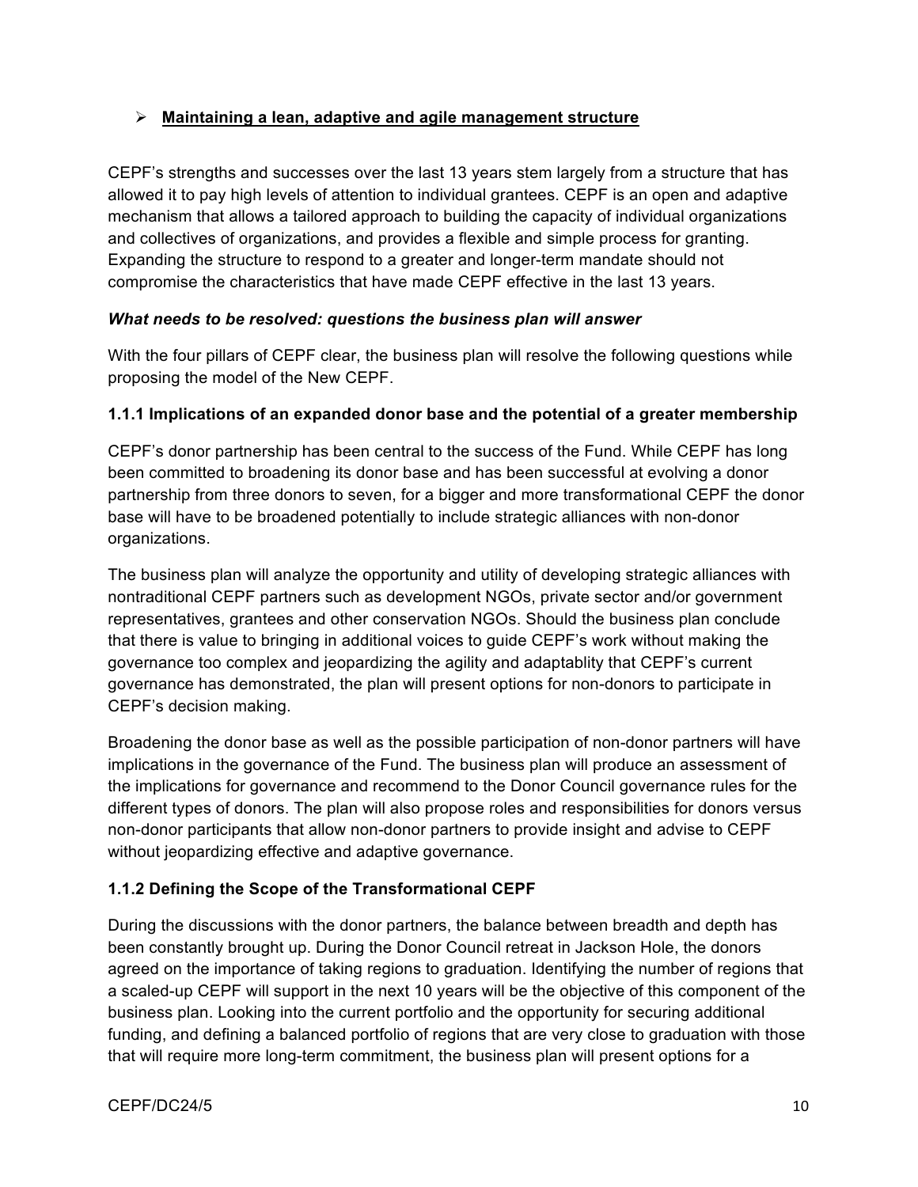- **Maintaining a lean, adaptive and agile management structure**

CEPF's strengths and successes over the last 13 years stem largely from a structure that has allowed it to pay high levels of attention to individual grantees. CEPF is an open and adaptive mechanism that allows a tailored approach to building the capacity of individual organizations and collectives of organizations, and provides a flexible and simple process for granting. Expanding the structure to respond to a greater and longer-term mandate should not compromise the characteristics that have made CEPF effective in the last 13 years.

***What needs to be resolved: questions the business plan will answer***

With the four pillars of CEPF clear, the business plan will resolve the following questions while proposing the model of the New CEPF.

### 1.1.1 Implications of an expanded donor base and the potential of a greater membership

CEPF's donor partnership has been central to the success of the Fund. While CEPF has long been committed to broadening its donor base and has been successful at evolving a donor partnership from three donors to seven, for a bigger and more transformational CEPF the donor base will have to be broadened potentially to include strategic alliances with non-donor organizations.

The business plan will analyze the opportunity and utility of developing strategic alliances with nontraditional CEPF partners such as development NGOs, private sector and/or government representatives, grantees and other conservation NGOs. Should the business plan conclude that there is value to bringing in additional voices to guide CEPF's work without making the governance too complex and jeopardizing the agility and adaptablity that CEPF's current governance has demonstrated, the plan will present options for non-donors to participate in CEPF's decision making.

Broadening the donor base as well as the possible participation of non-donor partners will have implications in the governance of the Fund. The business plan will produce an assessment of the implications for governance and recommend to the Donor Council governance rules for the different types of donors. The plan will also propose roles and responsibilities for donors versus non-donor participants that allow non-donor partners to provide insight and advise to CEPF without jeopardizing effective and adaptive governance.

### 1.1.2 Defining the Scope of the Transformational CEPF

During the discussions with the donor partners, the balance between breadth and depth has been constantly brought up. During the Donor Council retreat in Jackson Hole, the donors agreed on the importance of taking regions to graduation. Identifying the number of regions that a scaled-up CEPF will support in the next 10 years will be the objective of this component of the business plan. Looking into the current portfolio and the opportunity for securing additional funding, and defining a balanced portfolio of regions that are very close to graduation with those that will require more long-term commitment, the business plan will present options for a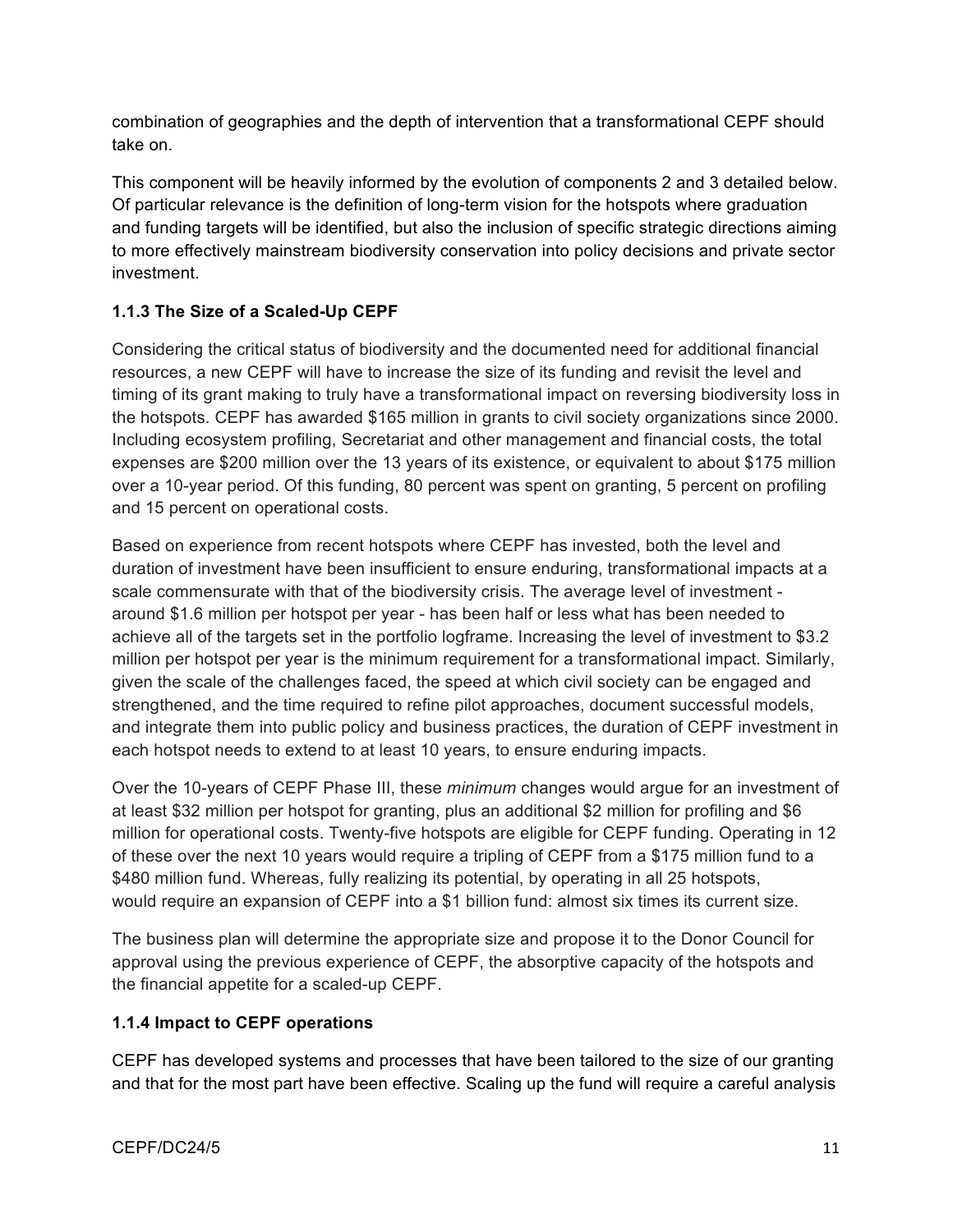combination of geographies and the depth of intervention that a transformational CEPF should take on.

This component will be heavily informed by the evolution of components 2 and 3 detailed below. Of particular relevance is the definition of long-term vision for the hotspots where graduation and funding targets will be identified, but also the inclusion of specific strategic directions aiming to more effectively mainstream biodiversity conservation into policy decisions and private sector investment.

### 1.1.3 The Size of a Scaled-Up CEPF

Considering the critical status of biodiversity and the documented need for additional financial resources, a new CEPF will have to increase the size of its funding and revisit the level and timing of its grant making to truly have a transformational impact on reversing biodiversity loss in the hotspots. CEPF has awarded $165 million in grants to civil society organizations since 2000. Including ecosystem profiling, Secretariat and other management and financial costs, the total expenses are $200 million over the 13 years of its existence, or equivalent to about $175 million over a 10-year period. Of this funding, 80 percent was spent on granting, 5 percent on profiling and 15 percent on operational costs.

Based on experience from recent hotspots where CEPF has invested, both the level and duration of investment have been insufficient to ensure enduring, transformational impacts at a scale commensurate with that of the biodiversity crisis. The average level of investment - around $1.6 million per hotspot per year - has been half or less what has been needed to achieve all of the targets set in the portfolio logframe. Increasing the level of investment to $3.2 million per hotspot per year is the minimum requirement for a transformational impact. Similarly, given the scale of the challenges faced, the speed at which civil society can be engaged and strengthened, and the time required to refine pilot approaches, document successful models, and integrate them into public policy and business practices, the duration of CEPF investment in each hotspot needs to extend to at least 10 years, to ensure enduring impacts.

Over the 10-years of CEPF Phase III, these *minimum* changes would argue for an investment of at least $32 million per hotspot for granting, plus an additional $2 million for profiling and $6 million for operational costs. Twenty-five hotspots are eligible for CEPF funding. Operating in 12 of these over the next 10 years would require a tripling of CEPF from a $175 million fund to a $480 million fund. Whereas, fully realizing its potential, by operating in all 25 hotspots, would require an expansion of CEPF into a $1 billion fund: almost six times its current size.

The business plan will determine the appropriate size and propose it to the Donor Council for approval using the previous experience of CEPF, the absorptive capacity of the hotspots and the financial appetite for a scaled-up CEPF.

### 1.1.4 Impact to CEPF operations

CEPF has developed systems and processes that have been tailored to the size of our granting and that for the most part have been effective. Scaling up the fund will require a careful analysis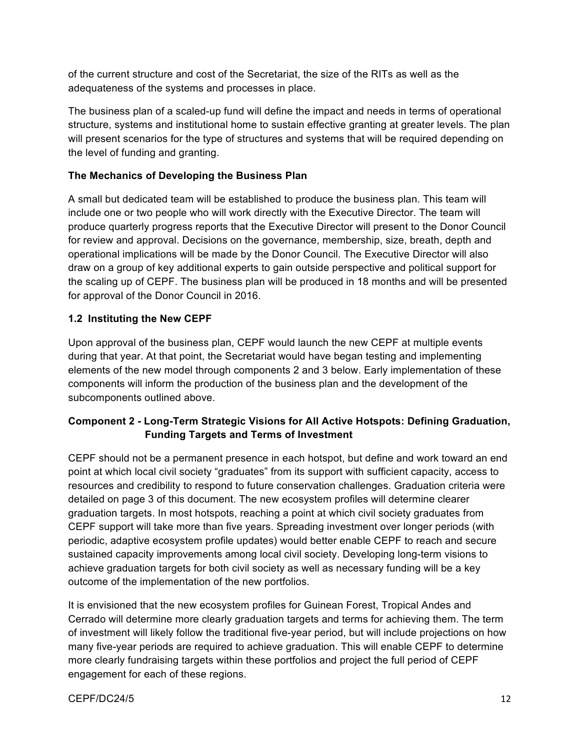of the current structure and cost of the Secretariat, the size of the RITs as well as the adequateness of the systems and processes in place.

The business plan of a scaled-up fund will define the impact and needs in terms of operational structure, systems and institutional home to sustain effective granting at greater levels. The plan will present scenarios for the type of structures and systems that will be required depending on the level of funding and granting.

**The Mechanics of Developing the Business Plan**

A small but dedicated team will be established to produce the business plan. This team will include one or two people who will work directly with the Executive Director. The team will produce quarterly progress reports that the Executive Director will present to the Donor Council for review and approval. Decisions on the governance, membership, size, breath, depth and operational implications will be made by the Donor Council. The Executive Director will also draw on a group of key additional experts to gain outside perspective and political support for the scaling up of CEPF. The business plan will be produced in 18 months and will be presented for approval of the Donor Council in 2016.

### 1.2 Instituting the New CEPF

Upon approval of the business plan, CEPF would launch the new CEPF at multiple events during that year. At that point, the Secretariat would have began testing and implementing elements of the new model through components 2 and 3 below. Early implementation of these components will inform the production of the business plan and the development of the subcomponents outlined above.

## Component 2 - Long-Term Strategic Visions for All Active Hotspots: Defining Graduation, Funding Targets and Terms of Investment

CEPF should not be a permanent presence in each hotspot, but define and work toward an end point at which local civil society "graduates" from its support with sufficient capacity, access to resources and credibility to respond to future conservation challenges. Graduation criteria were detailed on page 3 of this document. The new ecosystem profiles will determine clearer graduation targets. In most hotspots, reaching a point at which civil society graduates from CEPF support will take more than five years. Spreading investment over longer periods (with periodic, adaptive ecosystem profile updates) would better enable CEPF to reach and secure sustained capacity improvements among local civil society. Developing long-term visions to achieve graduation targets for both civil society as well as necessary funding will be a key outcome of the implementation of the new portfolios.

It is envisioned that the new ecosystem profiles for Guinean Forest, Tropical Andes and Cerrado will determine more clearly graduation targets and terms for achieving them. The term of investment will likely follow the traditional five-year period, but will include projections on how many five-year periods are required to achieve graduation. This will enable CEPF to determine more clearly fundraising targets within these portfolios and project the full period of CEPF engagement for each of these regions.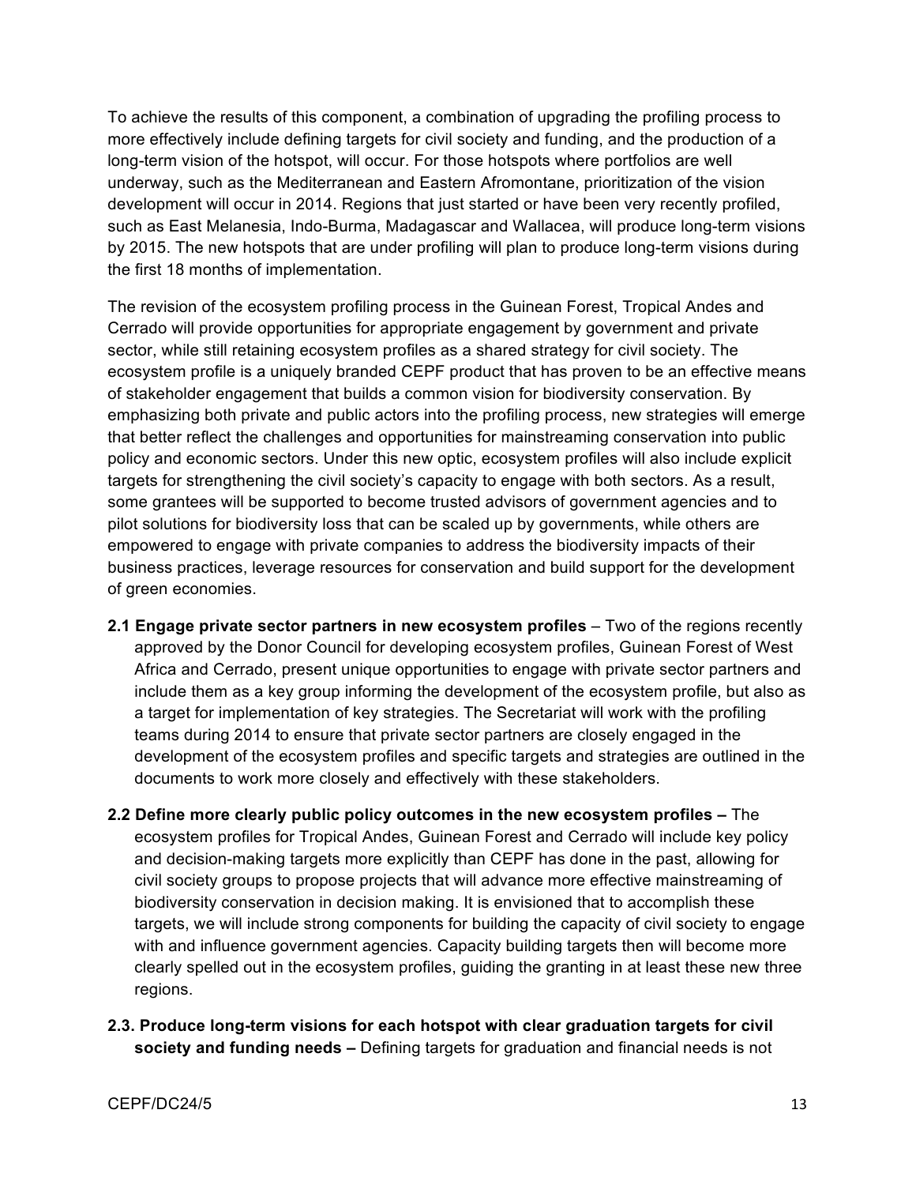To achieve the results of this component, a combination of upgrading the profiling process to more effectively include defining targets for civil society and funding, and the production of a long-term vision of the hotspot, will occur. For those hotspots where portfolios are well underway, such as the Mediterranean and Eastern Afromontane, prioritization of the vision development will occur in 2014. Regions that just started or have been very recently profiled, such as East Melanesia, Indo-Burma, Madagascar and Wallacea, will produce long-term visions by 2015. The new hotspots that are under profiling will plan to produce long-term visions during the first 18 months of implementation.

The revision of the ecosystem profiling process in the Guinean Forest, Tropical Andes and Cerrado will provide opportunities for appropriate engagement by government and private sector, while still retaining ecosystem profiles as a shared strategy for civil society. The ecosystem profile is a uniquely branded CEPF product that has proven to be an effective means of stakeholder engagement that builds a common vision for biodiversity conservation. By emphasizing both private and public actors into the profiling process, new strategies will emerge that better reflect the challenges and opportunities for mainstreaming conservation into public policy and economic sectors. Under this new optic, ecosystem profiles will also include explicit targets for strengthening the civil society's capacity to engage with both sectors. As a result, some grantees will be supported to become trusted advisors of government agencies and to pilot solutions for biodiversity loss that can be scaled up by governments, while others are empowered to engage with private companies to address the biodiversity impacts of their business practices, leverage resources for conservation and build support for the development of green economies.

**2.1 Engage private sector partners in new ecosystem profiles** – Two of the regions recently approved by the Donor Council for developing ecosystem profiles, Guinean Forest of West Africa and Cerrado, present unique opportunities to engage with private sector partners and include them as a key group informing the development of the ecosystem profile, but also as a target for implementation of key strategies. The Secretariat will work with the profiling teams during 2014 to ensure that private sector partners are closely engaged in the development of the ecosystem profiles and specific targets and strategies are outlined in the documents to work more closely and effectively with these stakeholders.

**2.2 Define more clearly public policy outcomes in the new ecosystem profiles –** The ecosystem profiles for Tropical Andes, Guinean Forest and Cerrado will include key policy and decision-making targets more explicitly than CEPF has done in the past, allowing for civil society groups to propose projects that will advance more effective mainstreaming of biodiversity conservation in decision making. It is envisioned that to accomplish these targets, we will include strong components for building the capacity of civil society to engage with and influence government agencies. Capacity building targets then will become more clearly spelled out in the ecosystem profiles, guiding the granting in at least these new three regions.

**2.3. Produce long-term visions for each hotspot with clear graduation targets for civil society and funding needs –** Defining targets for graduation and financial needs is not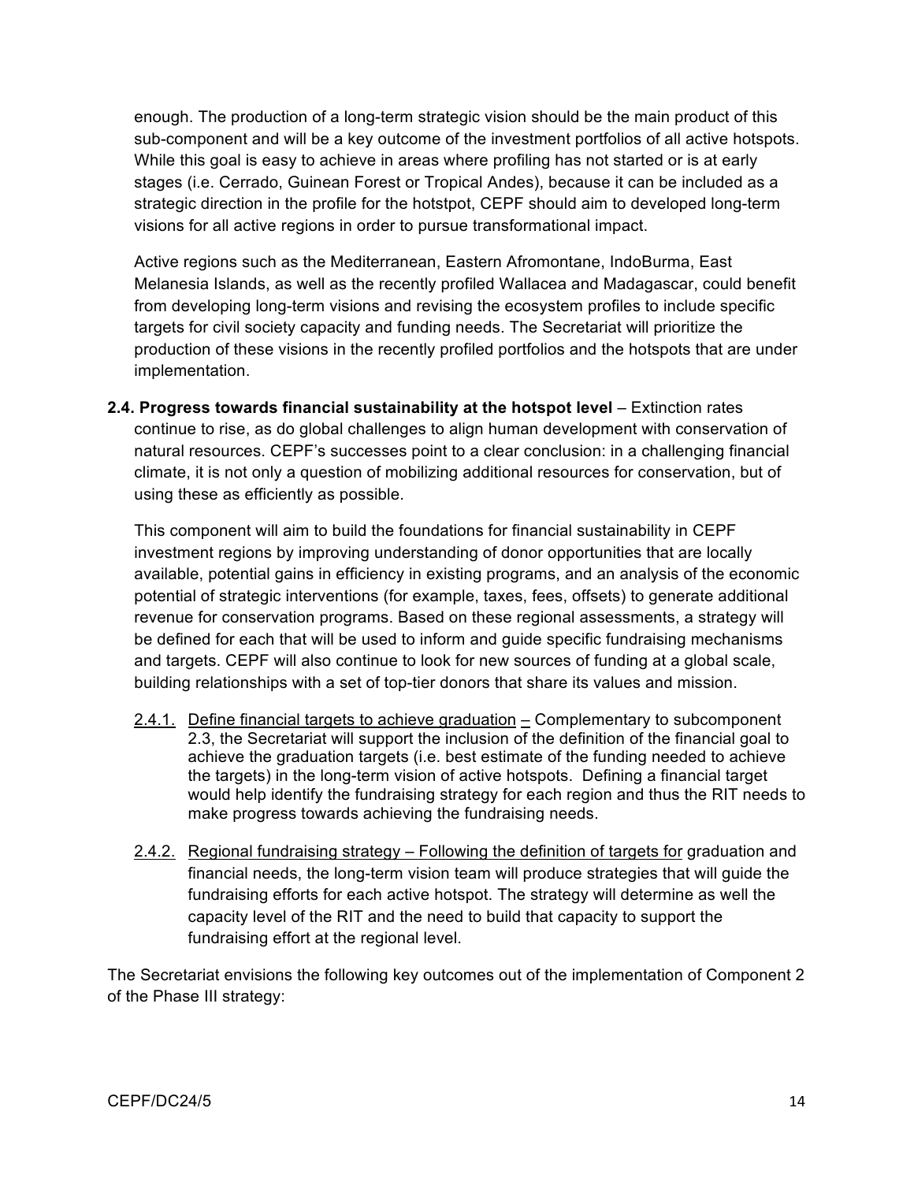enough. The production of a long-term strategic vision should be the main product of this sub-component and will be a key outcome of the investment portfolios of all active hotspots. While this goal is easy to achieve in areas where profiling has not started or is at early stages (i.e. Cerrado, Guinean Forest or Tropical Andes), because it can be included as a strategic direction in the profile for the hotstpot, CEPF should aim to developed long-term visions for all active regions in order to pursue transformational impact.

Active regions such as the Mediterranean, Eastern Afromontane, IndoBurma, East Melanesia Islands, as well as the recently profiled Wallacea and Madagascar, could benefit from developing long-term visions and revising the ecosystem profiles to include specific targets for civil society capacity and funding needs. The Secretariat will prioritize the production of these visions in the recently profiled portfolios and the hotspots that are under implementation.

**2.4. Progress towards financial sustainability at the hotspot level** – Extinction rates continue to rise, as do global challenges to align human development with conservation of natural resources. CEPF's successes point to a clear conclusion: in a challenging financial climate, it is not only a question of mobilizing additional resources for conservation, but of using these as efficiently as possible.

This component will aim to build the foundations for financial sustainability in CEPF investment regions by improving understanding of donor opportunities that are locally available, potential gains in efficiency in existing programs, and an analysis of the economic potential of strategic interventions (for example, taxes, fees, offsets) to generate additional revenue for conservation programs. Based on these regional assessments, a strategy will be defined for each that will be used to inform and guide specific fundraising mechanisms and targets. CEPF will also continue to look for new sources of funding at a global scale, building relationships with a set of top-tier donors that share its values and mission.

- 2.4.1. Define financial targets to achieve graduation – Complementary to subcomponent 2.3, the Secretariat will support the inclusion of the definition of the financial goal to achieve the graduation targets (i.e. best estimate of the funding needed to achieve the targets) in the long-term vision of active hotspots. Defining a financial target would help identify the fundraising strategy for each region and thus the RIT needs to make progress towards achieving the fundraising needs.

- 2.4.2. Regional fundraising strategy – Following the definition of targets for graduation and financial needs, the long-term vision team will produce strategies that will guide the fundraising efforts for each active hotspot. The strategy will determine as well the capacity level of the RIT and the need to build that capacity to support the fundraising effort at the regional level.

The Secretariat envisions the following key outcomes out of the implementation of Component 2 of the Phase III strategy: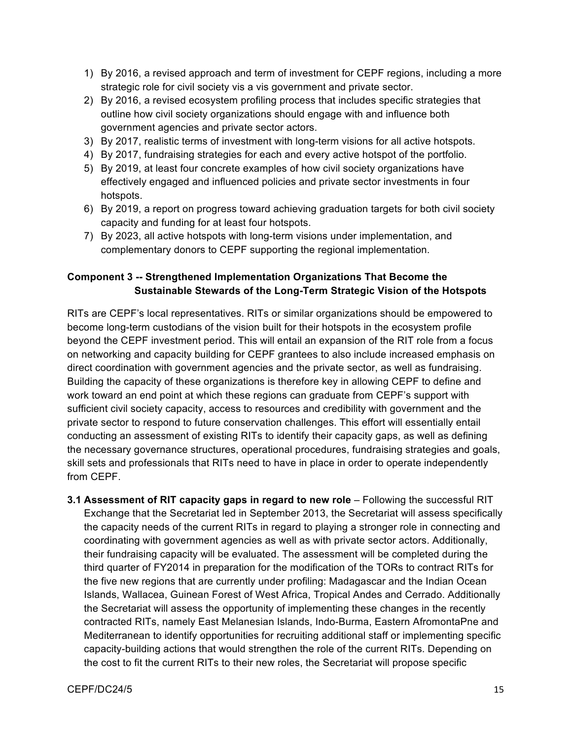1) By 2016, a revised approach and term of investment for CEPF regions, including a more strategic role for civil society vis a vis government and private sector.
2) By 2016, a revised ecosystem profiling process that includes specific strategies that outline how civil society organizations should engage with and influence both government agencies and private sector actors.
3) By 2017, realistic terms of investment with long-term visions for all active hotspots.
4) By 2017, fundraising strategies for each and every active hotspot of the portfolio.
5) By 2019, at least four concrete examples of how civil society organizations have effectively engaged and influenced policies and private sector investments in four hotspots.
6) By 2019, a report on progress toward achieving graduation targets for both civil society capacity and funding for at least four hotspots.
7) By 2023, all active hotspots with long-term visions under implementation, and complementary donors to CEPF supporting the regional implementation.

**Component 3 -- Strengthened Implementation Organizations That Become the Sustainable Stewards of the Long-Term Strategic Vision of the Hotspots**

RITs are CEPF's local representatives. RITs or similar organizations should be empowered to become long-term custodians of the vision built for their hotspots in the ecosystem profile beyond the CEPF investment period. This will entail an expansion of the RIT role from a focus on networking and capacity building for CEPF grantees to also include increased emphasis on direct coordination with government agencies and the private sector, as well as fundraising. Building the capacity of these organizations is therefore key in allowing CEPF to define and work toward an end point at which these regions can graduate from CEPF's support with sufficient civil society capacity, access to resources and credibility with government and the private sector to respond to future conservation challenges. This effort will essentially entail conducting an assessment of existing RITs to identify their capacity gaps, as well as defining the necessary governance structures, operational procedures, fundraising strategies and goals, skill sets and professionals that RITs need to have in place in order to operate independently from CEPF.

**3.1 Assessment of RIT capacity gaps in regard to new role** – Following the successful RIT Exchange that the Secretariat led in September 2013, the Secretariat will assess specifically the capacity needs of the current RITs in regard to playing a stronger role in connecting and coordinating with government agencies as well as with private sector actors. Additionally, their fundraising capacity will be evaluated. The assessment will be completed during the third quarter of FY2014 in preparation for the modification of the TORs to contract RITs for the five new regions that are currently under profiling: Madagascar and the Indian Ocean Islands, Wallacea, Guinean Forest of West Africa, Tropical Andes and Cerrado. Additionally the Secretariat will assess the opportunity of implementing these changes in the recently contracted RITs, namely East Melanesian Islands, Indo-Burma, Eastern AfromontaPne and Mediterranean to identify opportunities for recruiting additional staff or implementing specific capacity-building actions that would strengthen the role of the current RITs. Depending on the cost to fit the current RITs to their new roles, the Secretariat will propose specific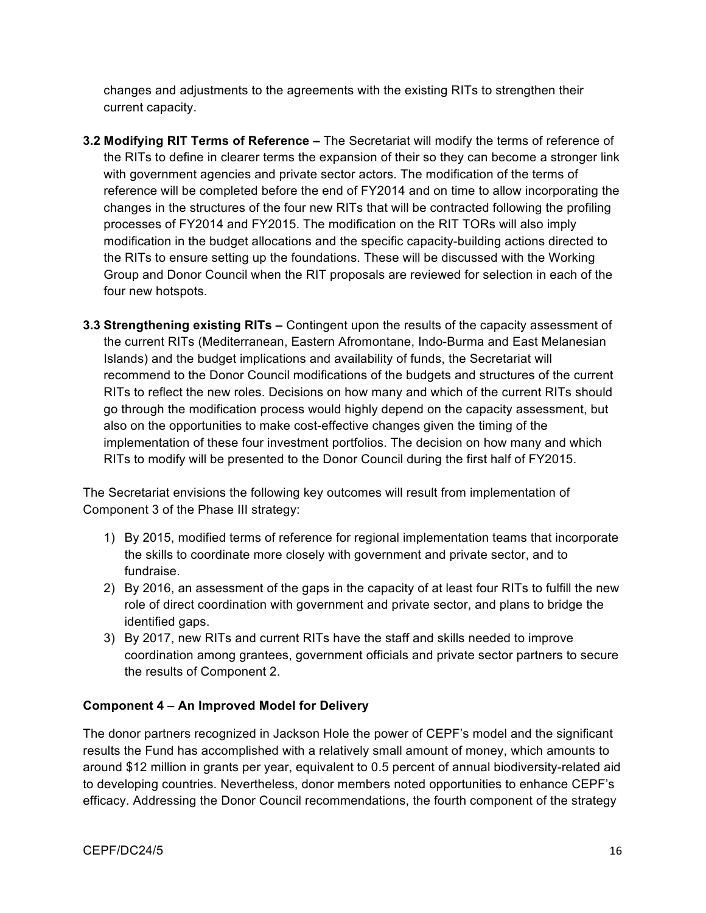changes and adjustments to the agreements with the existing RITs to strengthen their current capacity.

**3.2 Modifying RIT Terms of Reference –** The Secretariat will modify the terms of reference of the RITs to define in clearer terms the expansion of their so they can become a stronger link with government agencies and private sector actors. The modification of the terms of reference will be completed before the end of FY2014 and on time to allow incorporating the changes in the structures of the four new RITs that will be contracted following the profiling processes of FY2014 and FY2015. The modification on the RIT TORs will also imply modification in the budget allocations and the specific capacity-building actions directed to the RITs to ensure setting up the foundations. These will be discussed with the Working Group and Donor Council when the RIT proposals are reviewed for selection in each of the four new hotspots.

**3.3 Strengthening existing RITs –** Contingent upon the results of the capacity assessment of the current RITs (Mediterranean, Eastern Afromontane, Indo-Burma and East Melanesian Islands) and the budget implications and availability of funds, the Secretariat will recommend to the Donor Council modifications of the budgets and structures of the current RITs to reflect the new roles. Decisions on how many and which of the current RITs should go through the modification process would highly depend on the capacity assessment, but also on the opportunities to make cost-effective changes given the timing of the implementation of these four investment portfolios. The decision on how many and which RITs to modify will be presented to the Donor Council during the first half of FY2015.

The Secretariat envisions the following key outcomes will result from implementation of Component 3 of the Phase III strategy:

1) By 2015, modified terms of reference for regional implementation teams that incorporate the skills to coordinate more closely with government and private sector, and to fundraise.
2) By 2016, an assessment of the gaps in the capacity of at least four RITs to fulfill the new role of direct coordination with government and private sector, and plans to bridge the identified gaps.
3) By 2017, new RITs and current RITs have the staff and skills needed to improve coordination among grantees, government officials and private sector partners to secure the results of Component 2.

**Component 4 – An Improved Model for Delivery**

The donor partners recognized in Jackson Hole the power of CEPF's model and the significant results the Fund has accomplished with a relatively small amount of money, which amounts to around $12 million in grants per year, equivalent to 0.5 percent of annual biodiversity-related aid to developing countries. Nevertheless, donor members noted opportunities to enhance CEPF's efficacy. Addressing the Donor Council recommendations, the fourth component of the strategy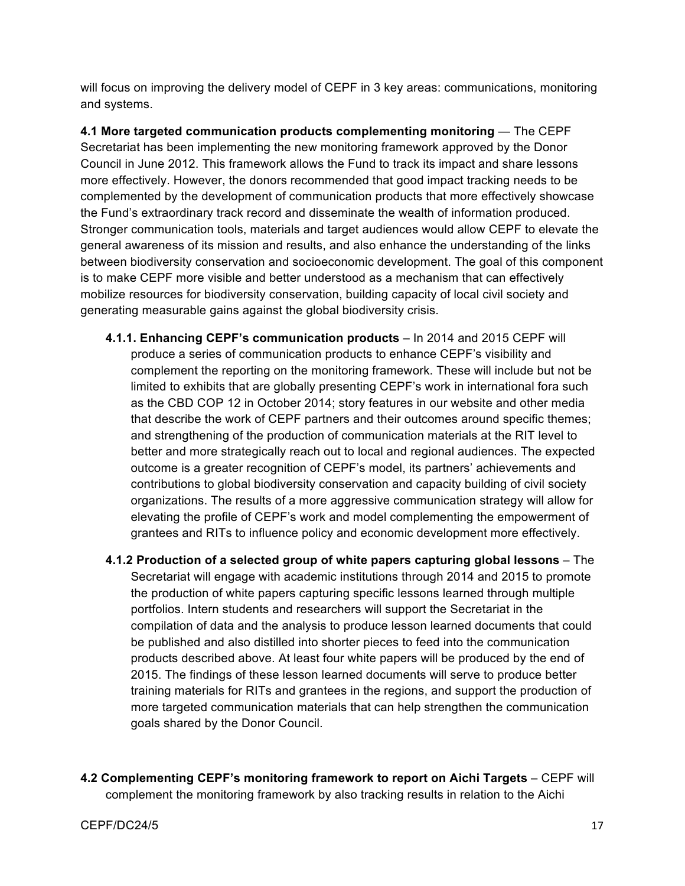will focus on improving the delivery model of CEPF in 3 key areas: communications, monitoring and systems.

**4.1 More targeted communication products complementing monitoring** — The CEPF Secretariat has been implementing the new monitoring framework approved by the Donor Council in June 2012. This framework allows the Fund to track its impact and share lessons more effectively. However, the donors recommended that good impact tracking needs to be complemented by the development of communication products that more effectively showcase the Fund's extraordinary track record and disseminate the wealth of information produced. Stronger communication tools, materials and target audiences would allow CEPF to elevate the general awareness of its mission and results, and also enhance the understanding of the links between biodiversity conservation and socioeconomic development. The goal of this component is to make CEPF more visible and better understood as a mechanism that can effectively mobilize resources for biodiversity conservation, building capacity of local civil society and generating measurable gains against the global biodiversity crisis.

- **4.1.1. Enhancing CEPF's communication products** – In 2014 and 2015 CEPF will produce a series of communication products to enhance CEPF's visibility and complement the reporting on the monitoring framework. These will include but not be limited to exhibits that are globally presenting CEPF's work in international fora such as the CBD COP 12 in October 2014; story features in our website and other media that describe the work of CEPF partners and their outcomes around specific themes; and strengthening of the production of communication materials at the RIT level to better and more strategically reach out to local and regional audiences. The expected outcome is a greater recognition of CEPF's model, its partners' achievements and contributions to global biodiversity conservation and capacity building of civil society organizations. The results of a more aggressive communication strategy will allow for elevating the profile of CEPF's work and model complementing the empowerment of grantees and RITs to influence policy and economic development more effectively.

- **4.1.2 Production of a selected group of white papers capturing global lessons** – The Secretariat will engage with academic institutions through 2014 and 2015 to promote the production of white papers capturing specific lessons learned through multiple portfolios. Intern students and researchers will support the Secretariat in the compilation of data and the analysis to produce lesson learned documents that could be published and also distilled into shorter pieces to feed into the communication products described above. At least four white papers will be produced by the end of 2015. The findings of these lesson learned documents will serve to produce better training materials for RITs and grantees in the regions, and support the production of more targeted communication materials that can help strengthen the communication goals shared by the Donor Council.

**4.2 Complementing CEPF's monitoring framework to report on Aichi Targets** – CEPF will complement the monitoring framework by also tracking results in relation to the Aichi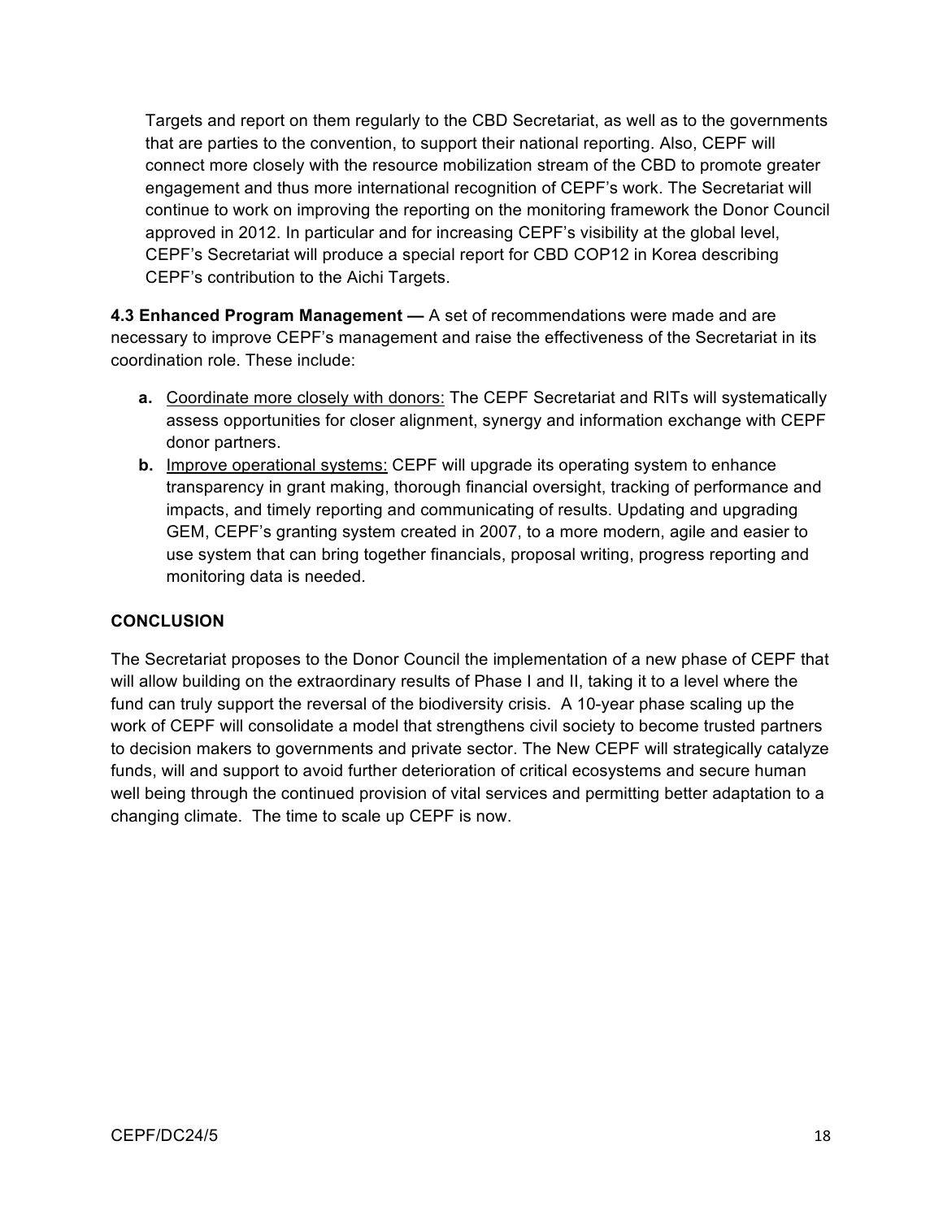Targets and report on them regularly to the CBD Secretariat, as well as to the governments that are parties to the convention, to support their national reporting. Also, CEPF will connect more closely with the resource mobilization stream of the CBD to promote greater engagement and thus more international recognition of CEPF's work. The Secretariat will continue to work on improving the reporting on the monitoring framework the Donor Council approved in 2012. In particular and for increasing CEPF's visibility at the global level, CEPF's Secretariat will produce a special report for CBD COP12 in Korea describing CEPF's contribution to the Aichi Targets.

**4.3 Enhanced Program Management —** A set of recommendations were made and are necessary to improve CEPF's management and raise the effectiveness of the Secretariat in its coordination role. These include:

- **a.** Coordinate more closely with donors: The CEPF Secretariat and RITs will systematically assess opportunities for closer alignment, synergy and information exchange with CEPF donor partners.
- **b.** Improve operational systems: CEPF will upgrade its operating system to enhance transparency in grant making, thorough financial oversight, tracking of performance and impacts, and timely reporting and communicating of results. Updating and upgrading GEM, CEPF's granting system created in 2007, to a more modern, agile and easier to use system that can bring together financials, proposal writing, progress reporting and monitoring data is needed.

## CONCLUSION

The Secretariat proposes to the Donor Council the implementation of a new phase of CEPF that will allow building on the extraordinary results of Phase I and II, taking it to a level where the fund can truly support the reversal of the biodiversity crisis. A 10-year phase scaling up the work of CEPF will consolidate a model that strengthens civil society to become trusted partners to decision makers to governments and private sector. The New CEPF will strategically catalyze funds, will and support to avoid further deterioration of critical ecosystems and secure human well being through the continued provision of vital services and permitting better adaptation to a changing climate. The time to scale up CEPF is now.